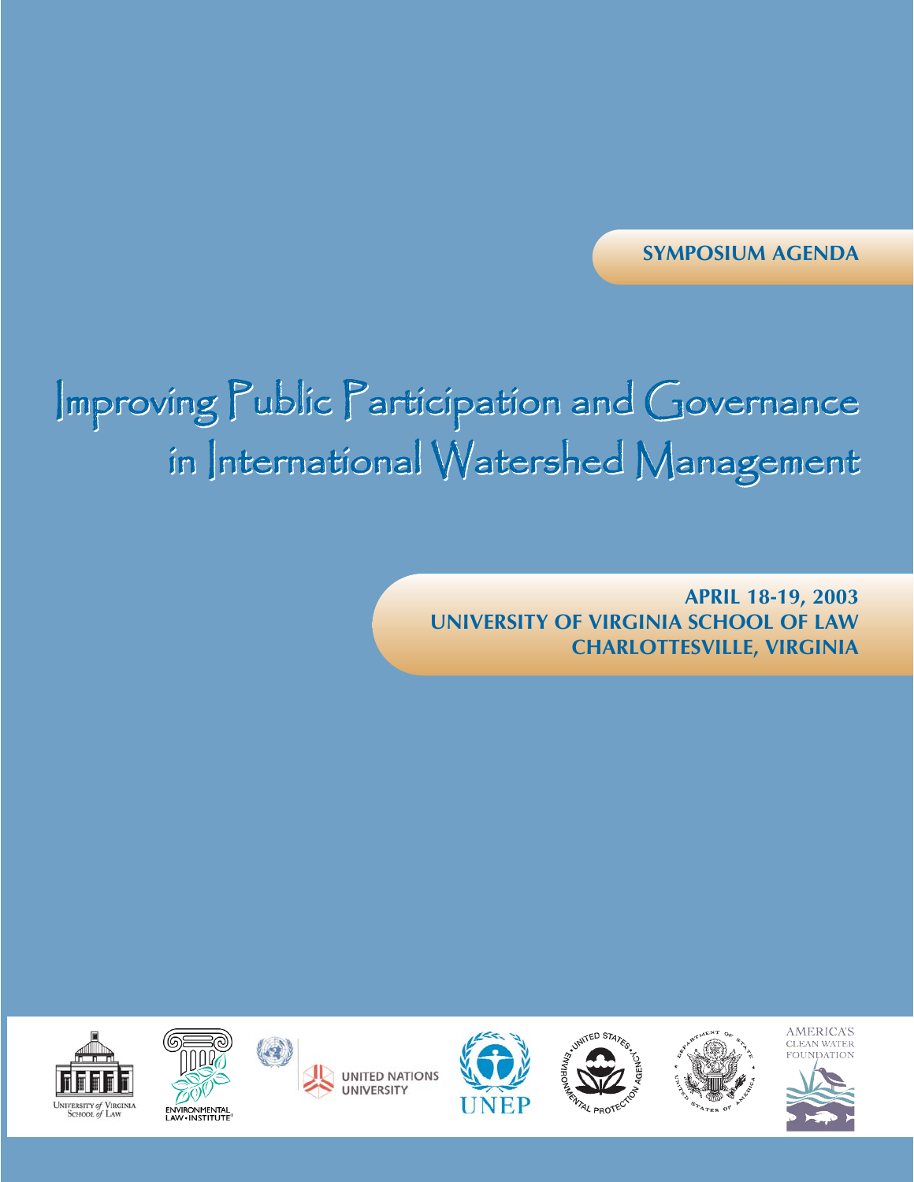**SYMPOSIUM AGENDA**

# Improving Public Participation and Governance in International Watershed Management

**APRIL 18-19, 2003**
**UNIVERSITY OF VIRGINIA SCHOOL OF LAW**
**CHARLOTTESVILLE, VIRGINIA**

University of Virginia School of Law

Environmental Law Institute

United Nations University

UNEP

America's Clean Water Foundation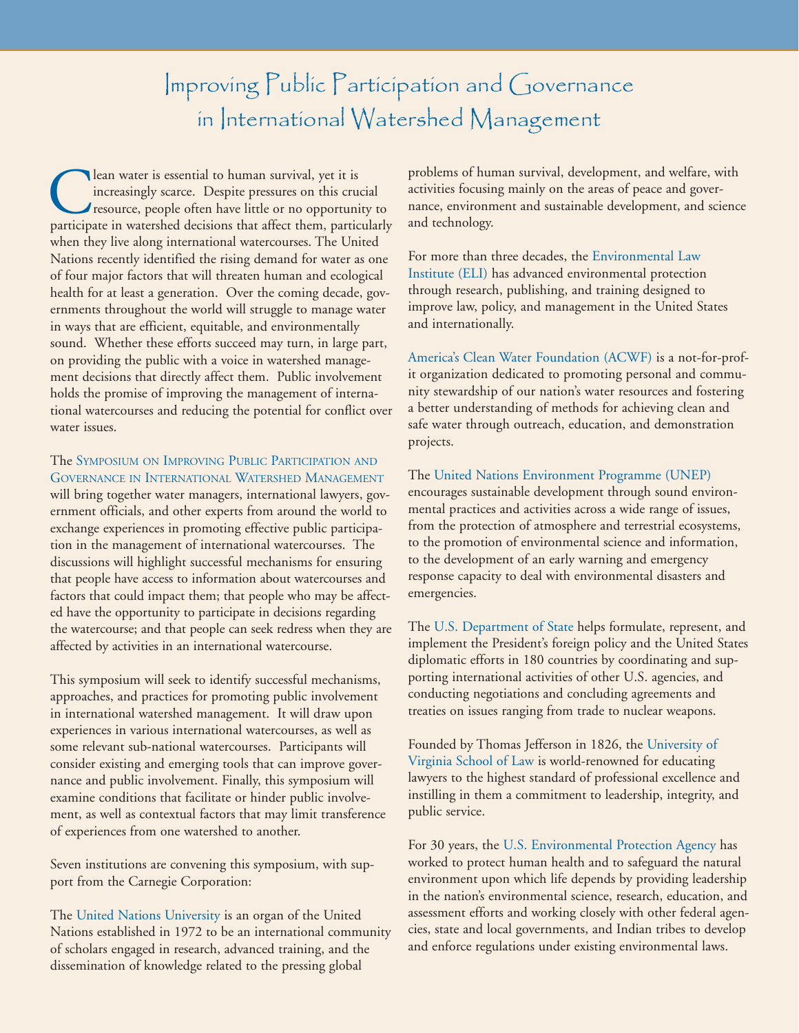# Improving Public Participation and Governance in International Watershed Management

Clean water is essential to human survival, yet it is increasingly scarce. Despite pressures on this crucial resource, people often have little or no opportunity to participate in watershed decisions that affect them, particularly when they live along international watercourses. The United Nations recently identified the rising demand for water as one of four major factors that will threaten human and ecological health for at least a generation. Over the coming decade, governments throughout the world will struggle to manage water in ways that are efficient, equitable, and environmentally sound. Whether these efforts succeed may turn, in large part, on providing the public with a voice in watershed management decisions that directly affect them. Public involvement holds the promise of improving the management of international watercourses and reducing the potential for conflict over water issues.

The Symposium on Improving Public Participation and Governance in International Watershed Management will bring together water managers, international lawyers, government officials, and other experts from around the world to exchange experiences in promoting effective public participation in the management of international watercourses. The discussions will highlight successful mechanisms for ensuring that people have access to information about watercourses and factors that could impact them; that people who may be affected have the opportunity to participate in decisions regarding the watercourse; and that people can seek redress when they are affected by activities in an international watercourse.

This symposium will seek to identify successful mechanisms, approaches, and practices for promoting public involvement in international watershed management. It will draw upon experiences in various international watercourses, as well as some relevant sub-national watercourses. Participants will consider existing and emerging tools that can improve governance and public involvement. Finally, this symposium will examine conditions that facilitate or hinder public involvement, as well as contextual factors that may limit transference of experiences from one watershed to another.

Seven institutions are convening this symposium, with support from the Carnegie Corporation:

The United Nations University is an organ of the United Nations established in 1972 to be an international community of scholars engaged in research, advanced training, and the dissemination of knowledge related to the pressing global problems of human survival, development, and welfare, with activities focusing mainly on the areas of peace and governance, environment and sustainable development, and science and technology.

For more than three decades, the Environmental Law Institute (ELI) has advanced environmental protection through research, publishing, and training designed to improve law, policy, and management in the United States and internationally.

America's Clean Water Foundation (ACWF) is a not-for-profit organization dedicated to promoting personal and community stewardship of our nation's water resources and fostering a better understanding of methods for achieving clean and safe water through outreach, education, and demonstration projects.

The United Nations Environment Programme (UNEP) encourages sustainable development through sound environmental practices and activities across a wide range of issues, from the protection of atmosphere and terrestrial ecosystems, to the promotion of environmental science and information, to the development of an early warning and emergency response capacity to deal with environmental disasters and emergencies.

The U.S. Department of State helps formulate, represent, and implement the President's foreign policy and the United States diplomatic efforts in 180 countries by coordinating and supporting international activities of other U.S. agencies, and conducting negotiations and concluding agreements and treaties on issues ranging from trade to nuclear weapons.

Founded by Thomas Jefferson in 1826, the University of Virginia School of Law is world-renowned for educating lawyers to the highest standard of professional excellence and instilling in them a commitment to leadership, integrity, and public service.

For 30 years, the U.S. Environmental Protection Agency has worked to protect human health and to safeguard the natural environment upon which life depends by providing leadership in the nation's environmental science, research, education, and assessment efforts and working closely with other federal agencies, state and local governments, and Indian tribes to develop and enforce regulations under existing environmental laws.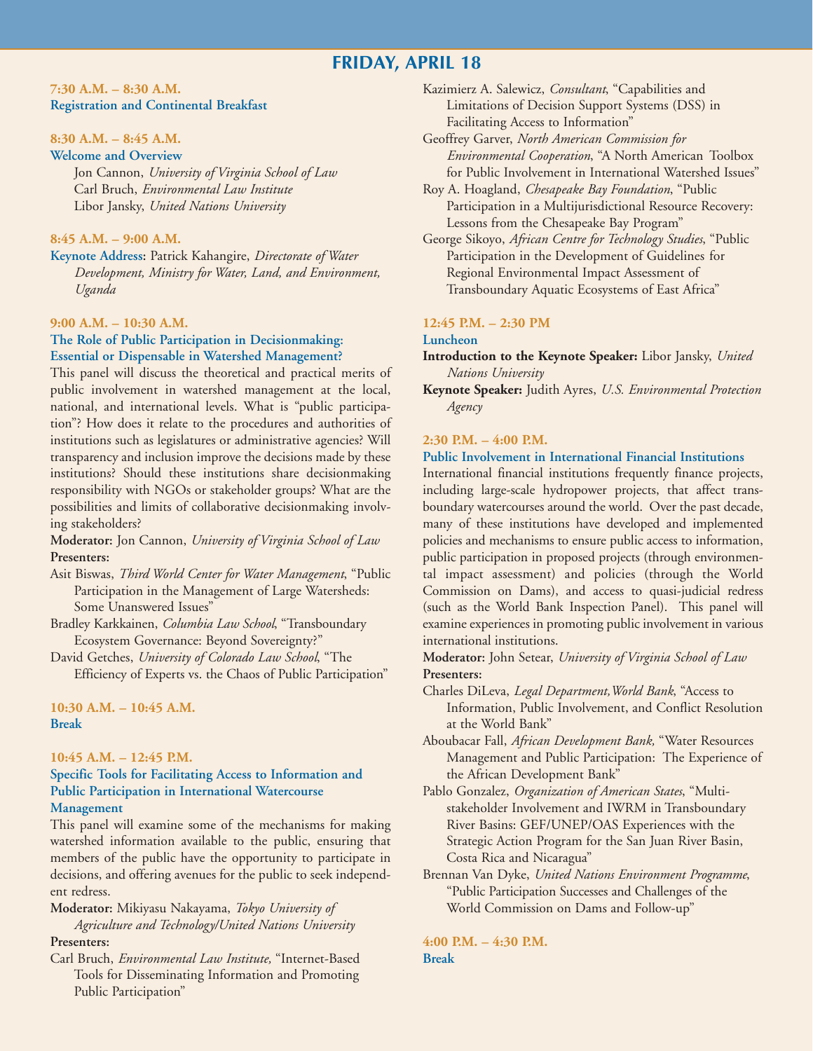# FRIDAY, APRIL 18

**7:30 A.M. – 8:30 A.M.**
**Registration and Continental Breakfast**

**8:30 A.M. – 8:45 A.M.**
**Welcome and Overview**

Jon Cannon, *University of Virginia School of Law*
Carl Bruch, *Environmental Law Institute*
Libor Jansky, *United Nations University*

**8:45 A.M. – 9:00 A.M.**
**Keynote Address:** Patrick Kahangire, *Directorate of Water Development, Ministry for Water, Land, and Environment, Uganda*

**9:00 A.M. – 10:30 A.M.**
**The Role of Public Participation in Decisionmaking: Essential or Dispensable in Watershed Management?**

This panel will discuss the theoretical and practical merits of public involvement in watershed management at the local, national, and international levels. What is "public participation"? How does it relate to the procedures and authorities of institutions such as legislatures or administrative agencies? Will transparency and inclusion improve the decisions made by these institutions? Should these institutions share decisionmaking responsibility with NGOs or stakeholder groups? What are the possibilities and limits of collaborative decisionmaking involving stakeholders?

**Moderator:** Jon Cannon, *University of Virginia School of Law*

**Presenters:**

Asit Biswas, *Third World Center for Water Management*, "Public Participation in the Management of Large Watersheds: Some Unanswered Issues"

Bradley Karkkainen, *Columbia Law School*, "Transboundary Ecosystem Governance: Beyond Sovereignty?"

David Getches, *University of Colorado Law School*, "The Efficiency of Experts vs. the Chaos of Public Participation"

**10:30 A.M. – 10:45 A.M.**
**Break**

**10:45 A.M. – 12:45 P.M.**
**Specific Tools for Facilitating Access to Information and Public Participation in International Watercourse Management**

This panel will examine some of the mechanisms for making watershed information available to the public, ensuring that members of the public have the opportunity to participate in decisions, and offering avenues for the public to seek independent redress.

**Moderator:** Mikiyasu Nakayama, *Tokyo University of Agriculture and Technology/United Nations University*

**Presenters:**

Carl Bruch, *Environmental Law Institute,* "Internet-Based Tools for Disseminating Information and Promoting Public Participation"

Kazimierz A. Salewicz, *Consultant*, "Capabilities and Limitations of Decision Support Systems (DSS) in Facilitating Access to Information"

Geoffrey Garver, *North American Commission for Environmental Cooperation*, "A North American Toolbox for Public Involvement in International Watershed Issues"

Roy A. Hoagland, *Chesapeake Bay Foundation*, "Public Participation in a Multijurisdictional Resource Recovery: Lessons from the Chesapeake Bay Program"

George Sikoyo, *African Centre for Technology Studies*, "Public Participation in the Development of Guidelines for Regional Environmental Impact Assessment of Transboundary Aquatic Ecosystems of East Africa"

**12:45 P.M. – 2:30 PM**
**Luncheon**

**Introduction to the Keynote Speaker:** Libor Jansky, *United Nations University*

**Keynote Speaker:** Judith Ayres, *U.S. Environmental Protection Agency*

**2:30 P.M. – 4:00 P.M.**
**Public Involvement in International Financial Institutions**

International financial institutions frequently finance projects, including large-scale hydropower projects, that affect transboundary watercourses around the world. Over the past decade, many of these institutions have developed and implemented policies and mechanisms to ensure public access to information, public participation in proposed projects (through environmental impact assessment) and policies (through the World Commission on Dams), and access to quasi-judicial redress (such as the World Bank Inspection Panel). This panel will examine experiences in promoting public involvement in various international institutions.

**Moderator:** John Setear, *University of Virginia School of Law*

**Presenters:**

Charles DiLeva, *Legal Department,World Bank*, "Access to Information, Public Involvement, and Conflict Resolution at the World Bank"

Aboubacar Fall, *African Development Bank,* "Water Resources Management and Public Participation: The Experience of the African Development Bank"

Pablo Gonzalez, *Organization of American States*, "Multi-stakeholder Involvement and IWRM in Transboundary River Basins: GEF/UNEP/OAS Experiences with the Strategic Action Program for the San Juan River Basin, Costa Rica and Nicaragua"

Brennan Van Dyke, *United Nations Environment Programme*, "Public Participation Successes and Challenges of the World Commission on Dams and Follow-up"

**4:00 P.M. – 4:30 P.M.**
**Break**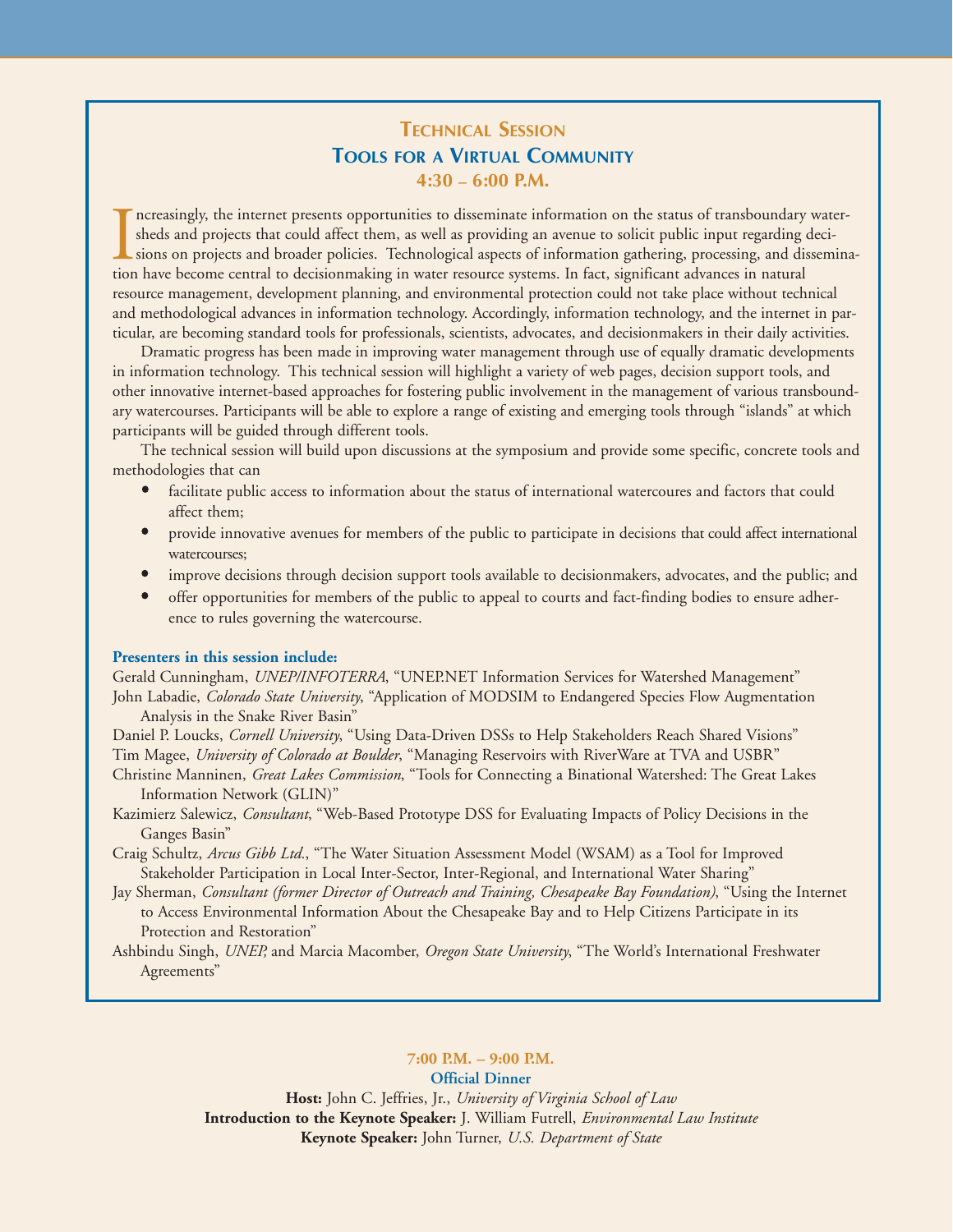## Technical Session

## Tools for a Virtual Community

### 4:30 – 6:00 P.M.

Increasingly, the internet presents opportunities to disseminate information on the status of transboundary watersheds and projects that could affect them, as well as providing an avenue to solicit public input regarding decisions on projects and broader policies. Technological aspects of information gathering, processing, and dissemination have become central to decisionmaking in water resource systems. In fact, significant advances in natural resource management, development planning, and environmental protection could not take place without technical and methodological advances in information technology. Accordingly, information technology, and the internet in particular, are becoming standard tools for professionals, scientists, advocates, and decisionmakers in their daily activities.

Dramatic progress has been made in improving water management through use of equally dramatic developments in information technology. This technical session will highlight a variety of web pages, decision support tools, and other innovative internet-based approaches for fostering public involvement in the management of various transboundary watercourses. Participants will be able to explore a range of existing and emerging tools through "islands" at which participants will be guided through different tools.

The technical session will build upon discussions at the symposium and provide some specific, concrete tools and methodologies that can

- facilitate public access to information about the status of international watercoures and factors that could affect them;
- provide innovative avenues for members of the public to participate in decisions that could affect international watercourses;
- improve decisions through decision support tools available to decisionmakers, advocates, and the public; and
- offer opportunities for members of the public to appeal to courts and fact-finding bodies to ensure adherence to rules governing the watercourse.

**Presenters in this session include:**

Gerald Cunningham, *UNEP/INFOTERRA*, "UNEP.NET Information Services for Watershed Management"

John Labadie, *Colorado State University*, "Application of MODSIM to Endangered Species Flow Augmentation Analysis in the Snake River Basin"

Daniel P. Loucks, *Cornell University*, "Using Data-Driven DSSs to Help Stakeholders Reach Shared Visions"

Tim Magee, *University of Colorado at Boulder*, "Managing Reservoirs with RiverWare at TVA and USBR"

Christine Manninen, *Great Lakes Commission*, "Tools for Connecting a Binational Watershed: The Great Lakes Information Network (GLIN)"

Kazimierz Salewicz, *Consultant*, "Web-Based Prototype DSS for Evaluating Impacts of Policy Decisions in the Ganges Basin"

Craig Schultz, *Arcus Gibb Ltd.*, "The Water Situation Assessment Model (WSAM) as a Tool for Improved Stakeholder Participation in Local Inter-Sector, Inter-Regional, and International Water Sharing"

Jay Sherman, *Consultant (former Director of Outreach and Training, Chesapeake Bay Foundation)*, "Using the Internet to Access Environmental Information About the Chesapeake Bay and to Help Citizens Participate in its Protection and Restoration"

Ashbindu Singh, *UNEP,* and Marcia Macomber, *Oregon State University*, "The World's International Freshwater Agreements"

### 7:00 P.M. – 9:00 P.M.

**Official Dinner**

**Host:** John C. Jeffries, Jr., *University of Virginia School of Law*

**Introduction to the Keynote Speaker:** J. William Futrell, *Environmental Law Institute*

**Keynote Speaker:** John Turner, *U.S. Department of State*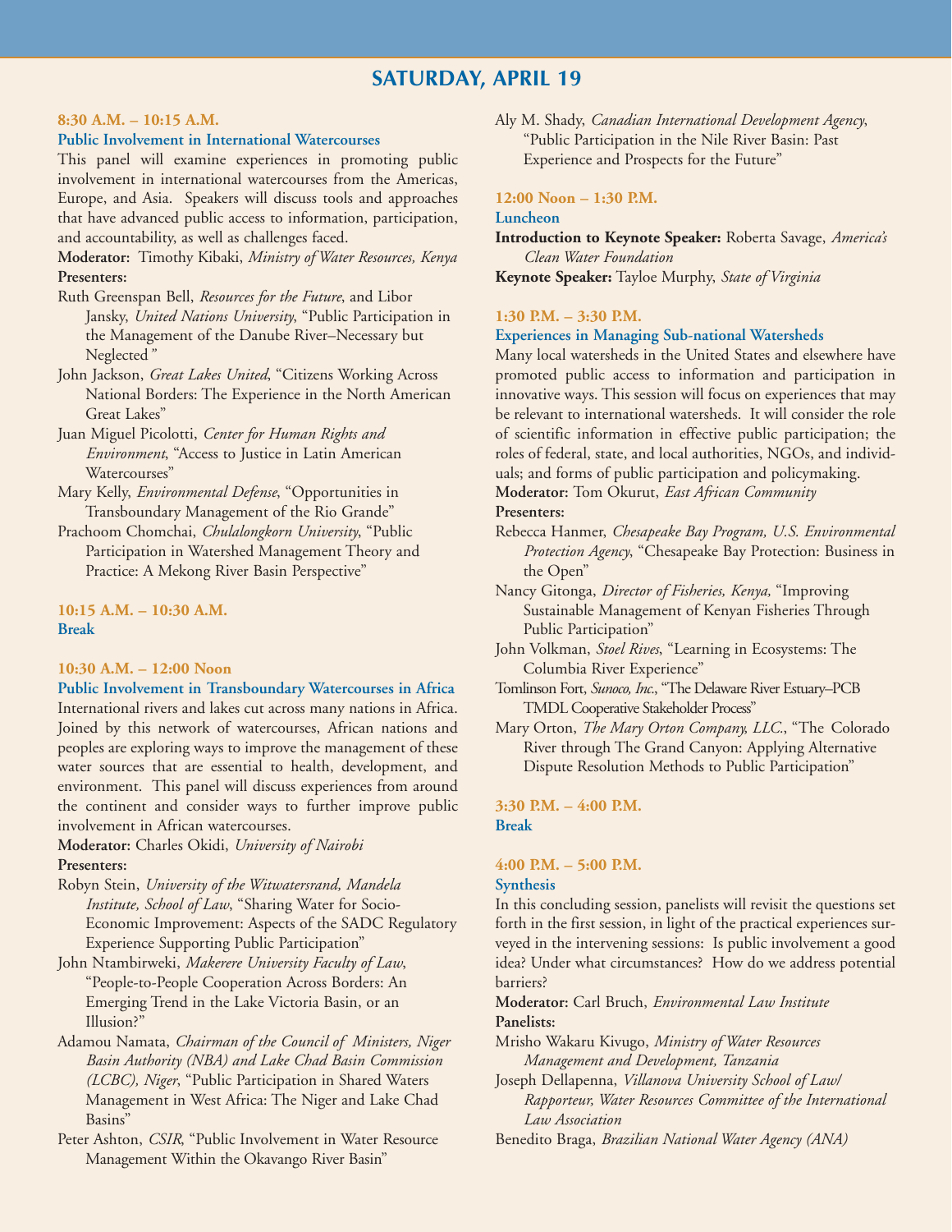# SATURDAY, APRIL 19

### 8:30 A.M. – 10:15 A.M.
**Public Involvement in International Watercourses**

This panel will examine experiences in promoting public involvement in international watercourses from the Americas, Europe, and Asia. Speakers will discuss tools and approaches that have advanced public access to information, participation, and accountability, as well as challenges faced.

**Moderator:** Timothy Kibaki, *Ministry of Water Resources, Kenya*

**Presenters:**

Ruth Greenspan Bell, *Resources for the Future*, and Libor Jansky, *United Nations University*, "Public Participation in the Management of the Danube River–Necessary but Neglected"

John Jackson, *Great Lakes United*, "Citizens Working Across National Borders: The Experience in the North American Great Lakes"

Juan Miguel Picolotti, *Center for Human Rights and Environment*, "Access to Justice in Latin American Watercourses"

Mary Kelly, *Environmental Defense*, "Opportunities in Transboundary Management of the Rio Grande"

Prachoom Chomchai, *Chulalongkorn University*, "Public Participation in Watershed Management Theory and Practice: A Mekong River Basin Perspective"

### 10:15 A.M. – 10:30 A.M.
**Break**

### 10:30 A.M. – 12:00 Noon
**Public Involvement in Transboundary Watercourses in Africa**

International rivers and lakes cut across many nations in Africa. Joined by this network of watercourses, African nations and peoples are exploring ways to improve the management of these water sources that are essential to health, development, and environment. This panel will discuss experiences from around the continent and consider ways to further improve public involvement in African watercourses.

**Moderator:** Charles Okidi, *University of Nairobi*

**Presenters:**

Robyn Stein, *University of the Witwatersrand, Mandela Institute, School of Law*, "Sharing Water for Socio-Economic Improvement: Aspects of the SADC Regulatory Experience Supporting Public Participation"

John Ntambirweki, *Makerere University Faculty of Law*, "People-to-People Cooperation Across Borders: An Emerging Trend in the Lake Victoria Basin, or an Illusion?"

Adamou Namata, *Chairman of the Council of Ministers, Niger Basin Authority (NBA) and Lake Chad Basin Commission (LCBC), Niger*, "Public Participation in Shared Waters Management in West Africa: The Niger and Lake Chad Basins"

Peter Ashton, *CSIR*, "Public Involvement in Water Resource Management Within the Okavango River Basin"

Aly M. Shady, *Canadian International Development Agency*, "Public Participation in the Nile River Basin: Past Experience and Prospects for the Future"

### 12:00 Noon – 1:30 P.M.
**Luncheon**

**Introduction to Keynote Speaker:** Roberta Savage, *America's Clean Water Foundation*

**Keynote Speaker:** Tayloe Murphy, *State of Virginia*

### 1:30 P.M. – 3:30 P.M.
**Experiences in Managing Sub-national Watersheds**

Many local watersheds in the United States and elsewhere have promoted public access to information and participation in innovative ways. This session will focus on experiences that may be relevant to international watersheds. It will consider the role of scientific information in effective public participation; the roles of federal, state, and local authorities, NGOs, and individuals; and forms of public participation and policymaking.

**Moderator:** Tom Okurut, *East African Community*

**Presenters:**

Rebecca Hanmer, *Chesapeake Bay Program, U.S. Environmental Protection Agency*, "Chesapeake Bay Protection: Business in the Open"

Nancy Gitonga, *Director of Fisheries, Kenya,* "Improving Sustainable Management of Kenyan Fisheries Through Public Participation"

John Volkman, *Stoel Rives*, "Learning in Ecosystems: The Columbia River Experience"

Tomlinson Fort, *Sunoco, Inc.*, "The Delaware River Estuary–PCB TMDL Cooperative Stakeholder Process"

Mary Orton, *The Mary Orton Company, LLC.*, "The Colorado River through The Grand Canyon: Applying Alternative Dispute Resolution Methods to Public Participation"

### 3:30 P.M. – 4:00 P.M.
**Break**

### 4:00 P.M. – 5:00 P.M.
**Synthesis**

In this concluding session, panelists will revisit the questions set forth in the first session, in light of the practical experiences surveyed in the intervening sessions: Is public involvement a good idea? Under what circumstances? How do we address potential barriers?

**Moderator:** Carl Bruch, *Environmental Law Institute*

**Panelists:**

Mrisho Wakaru Kivugo, *Ministry of Water Resources Management and Development, Tanzania*

Joseph Dellapenna, *Villanova University School of Law/ Rapporteur, Water Resources Committee of the International Law Association*

Benedito Braga, *Brazilian National Water Agency (ANA)*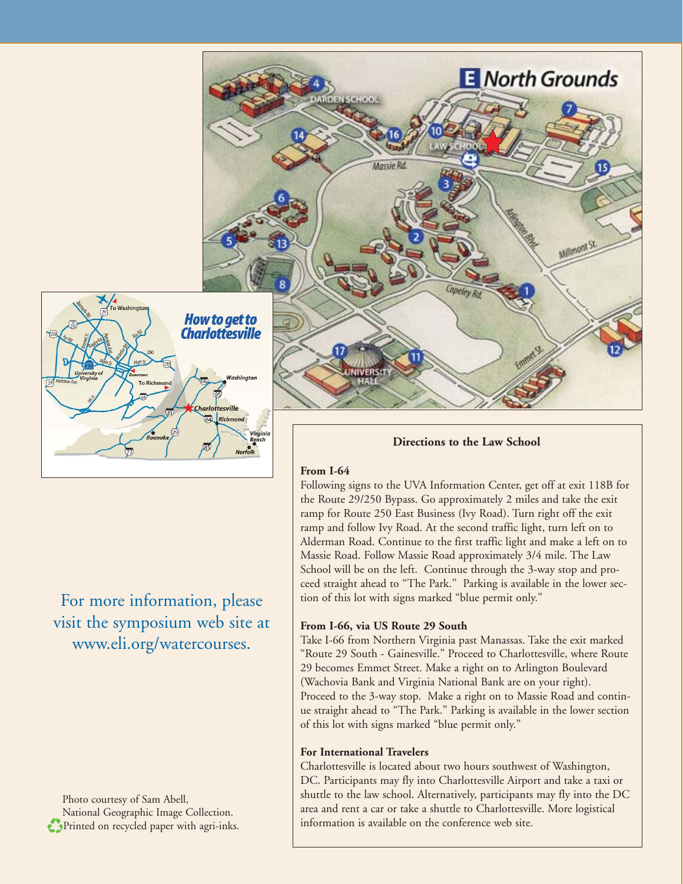## Directions to the Law School

**From I-64**

Following signs to the UVA Information Center, get off at exit 118B for the Route 29/250 Bypass. Go approximately 2 miles and take the exit ramp for Route 250 East Business (Ivy Road). Turn right off the exit ramp and follow Ivy Road. At the second traffic light, turn left on to Alderman Road. Continue to the first traffic light and make a left on to Massie Road. Follow Massie Road approximately 3/4 mile. The Law School will be on the left. Continue through the 3-way stop and proceed straight ahead to "The Park." Parking is available in the lower section of this lot with signs marked "blue permit only."

**From I-66, via US Route 29 South**

Take I-66 from Northern Virginia past Manassas. Take the exit marked "Route 29 South - Gainesville." Proceed to Charlottesville, where Route 29 becomes Emmet Street. Make a right on to Arlington Boulevard (Wachovia Bank and Virginia National Bank are on your right). Proceed to the 3-way stop. Make a right on to Massie Road and continue straight ahead to "The Park." Parking is available in the lower section of this lot with signs marked "blue permit only."

**For International Travelers**

Charlottesville is located about two hours southwest of Washington, DC. Participants may fly into Charlottesville Airport and take a taxi or shuttle to the law school. Alternatively, participants may fly into the DC area and rent a car or take a shuttle to Charlottesville. More logistical information is available on the conference web site.

For more information, please visit the symposium web site at www.eli.org/watercourses.

Photo courtesy of Sam Abell, National Geographic Image Collection.

Printed on recycled paper with agri-inks.